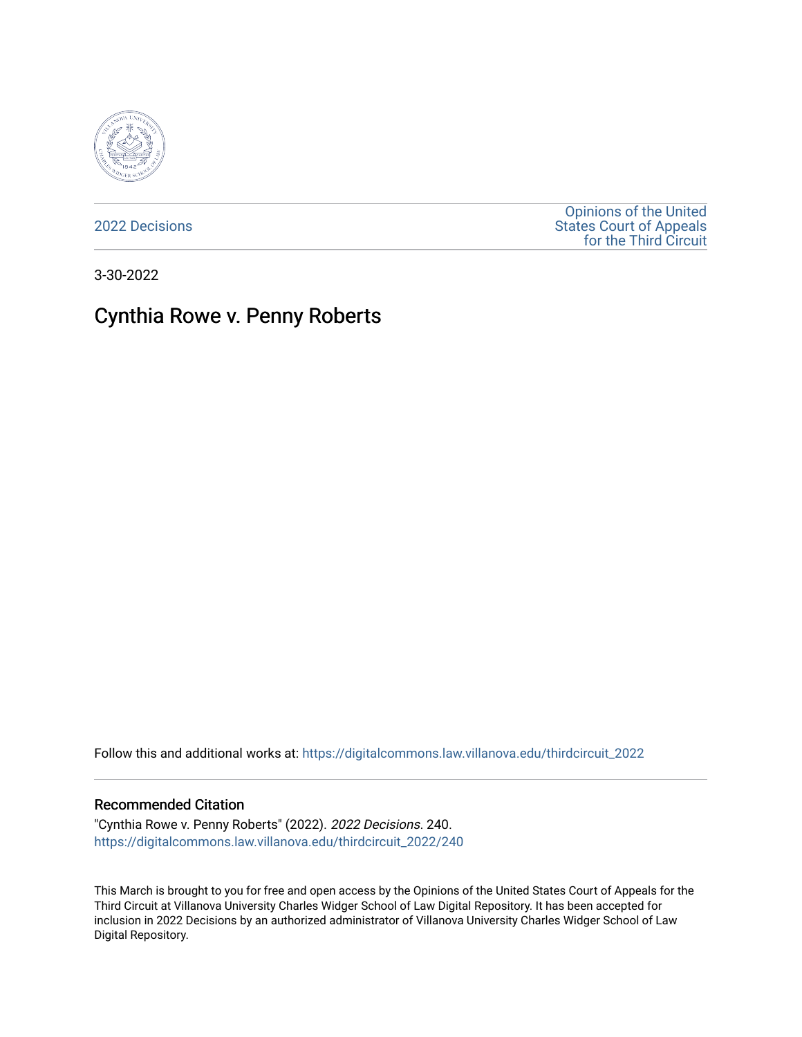2022 Decisions

Opinions of the United States Court of Appeals for the Third Circuit

3-30-2022

# Cynthia Rowe v. Penny Roberts

Follow this and additional works at: https://digitalcommons.law.villanova.edu/thirdcircuit_2022

## Recommended Citation

"Cynthia Rowe v. Penny Roberts" (2022). *2022 Decisions*. 240.
https://digitalcommons.law.villanova.edu/thirdcircuit_2022/240

This March is brought to you for free and open access by the Opinions of the United States Court of Appeals for the Third Circuit at Villanova University Charles Widger School of Law Digital Repository. It has been accepted for inclusion in 2022 Decisions by an authorized administrator of Villanova University Charles Widger School of Law Digital Repository.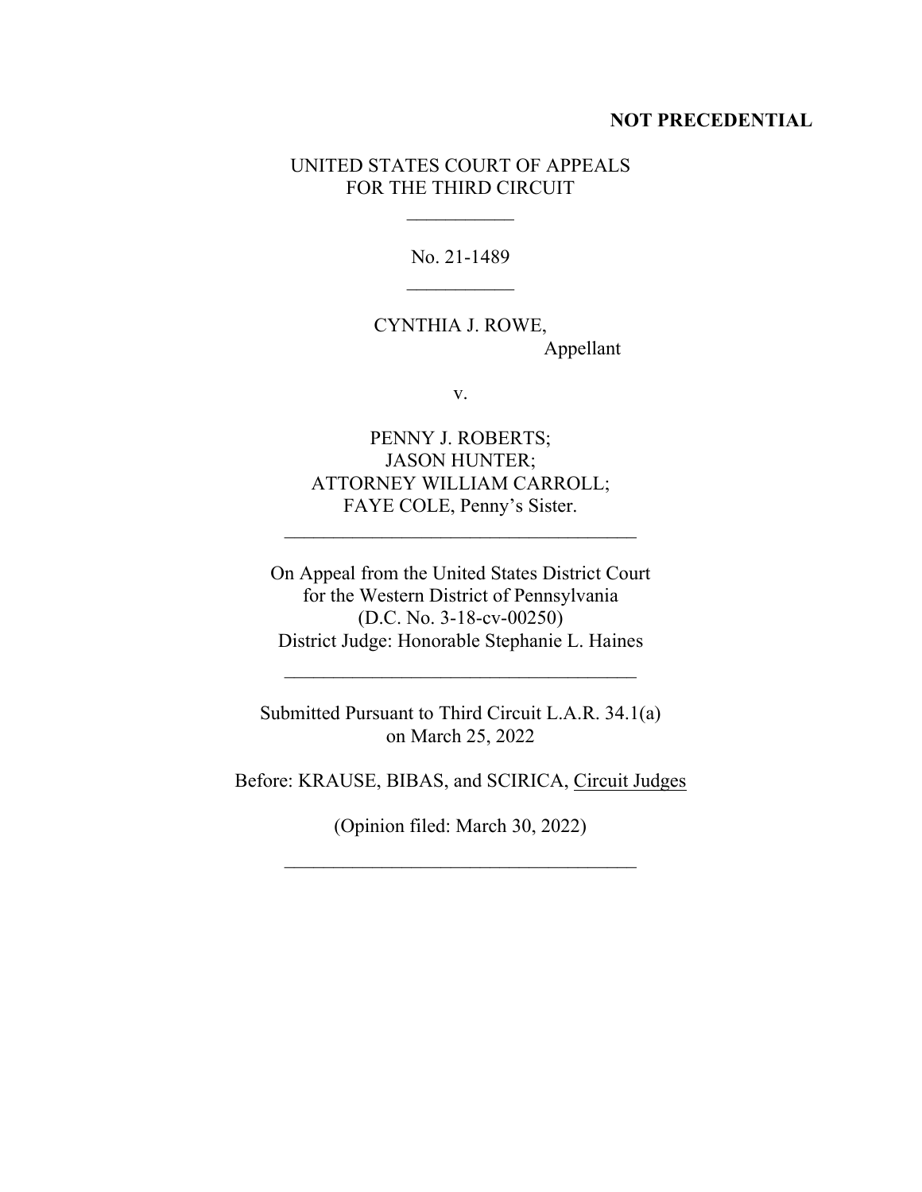**NOT PRECEDENTIAL**

UNITED STATES COURT OF APPEALS
FOR THE THIRD CIRCUIT

---

No. 21-1489

---

CYNTHIA J. ROWE,
Appellant

v.

PENNY J. ROBERTS;
JASON HUNTER;
ATTORNEY WILLIAM CARROLL;
FAYE COLE, Penny's Sister.

---

On Appeal from the United States District Court
for the Western District of Pennsylvania
(D.C. No. 3-18-cv-00250)
District Judge: Honorable Stephanie L. Haines

---

Submitted Pursuant to Third Circuit L.A.R. 34.1(a)
on March 25, 2022

Before: KRAUSE, BIBAS, and SCIRICA, Circuit Judges

(Opinion filed: March 30, 2022)

---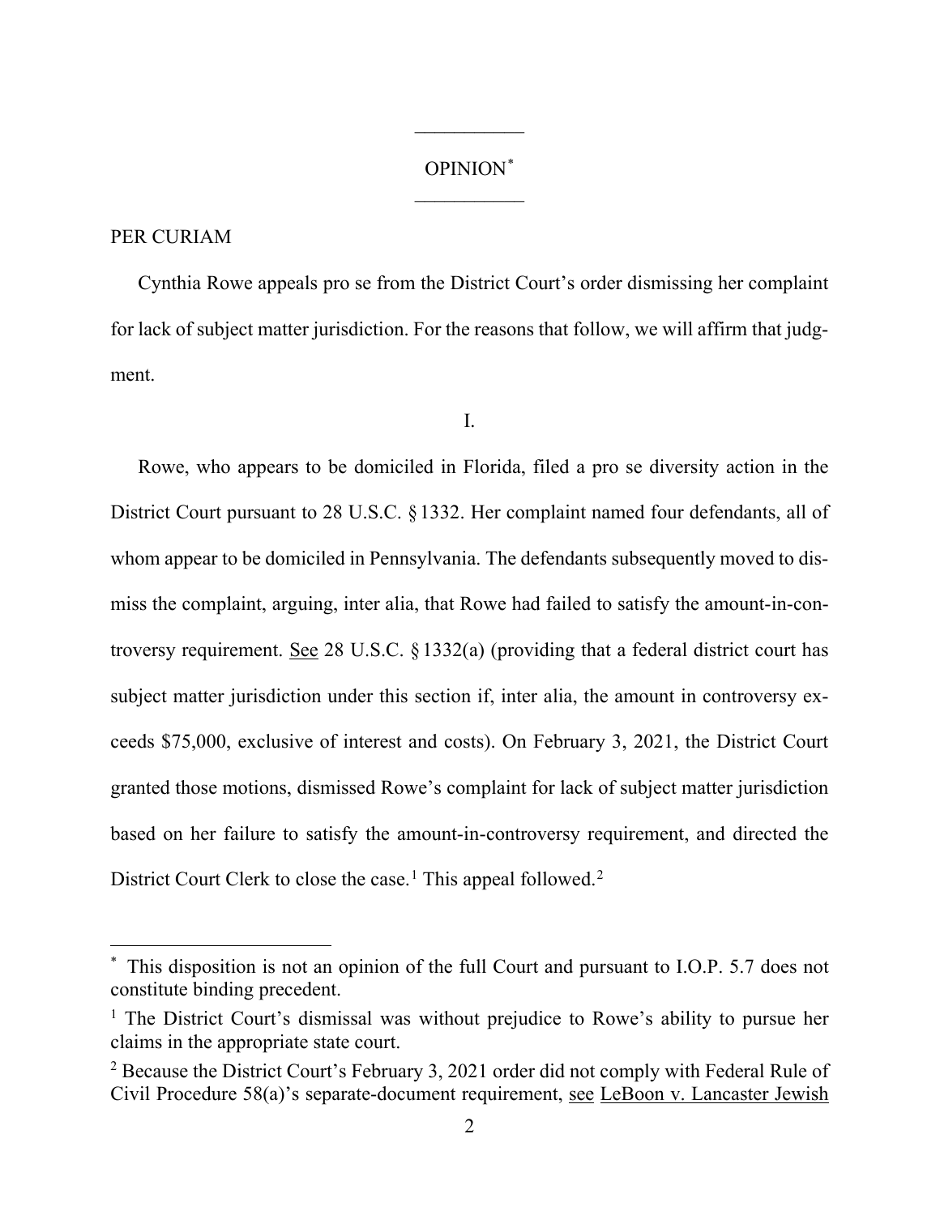OPINION[*]

PER CURIAM

Cynthia Rowe appeals pro se from the District Court's order dismissing her complaint for lack of subject matter jurisdiction. For the reasons that follow, we will affirm that judgment.

I.

Rowe, who appears to be domiciled in Florida, filed a pro se diversity action in the District Court pursuant to 28 U.S.C. § 1332. Her complaint named four defendants, all of whom appear to be domiciled in Pennsylvania. The defendants subsequently moved to dismiss the complaint, arguing, inter alia, that Rowe had failed to satisfy the amount-in-controversy requirement. See 28 U.S.C. § 1332(a) (providing that a federal district court has subject matter jurisdiction under this section if, inter alia, the amount in controversy exceeds $75,000, exclusive of interest and costs). On February 3, 2021, the District Court granted those motions, dismissed Rowe's complaint for lack of subject matter jurisdiction based on her failure to satisfy the amount-in-controversy requirement, and directed the District Court Clerk to close the case.[1] This appeal followed.[2]

---

[*] This disposition is not an opinion of the full Court and pursuant to I.O.P. 5.7 does not constitute binding precedent.

[1] The District Court's dismissal was without prejudice to Rowe's ability to pursue her claims in the appropriate state court.

[2] Because the District Court's February 3, 2021 order did not comply with Federal Rule of Civil Procedure 58(a)'s separate-document requirement, see LeBoon v. Lancaster Jewish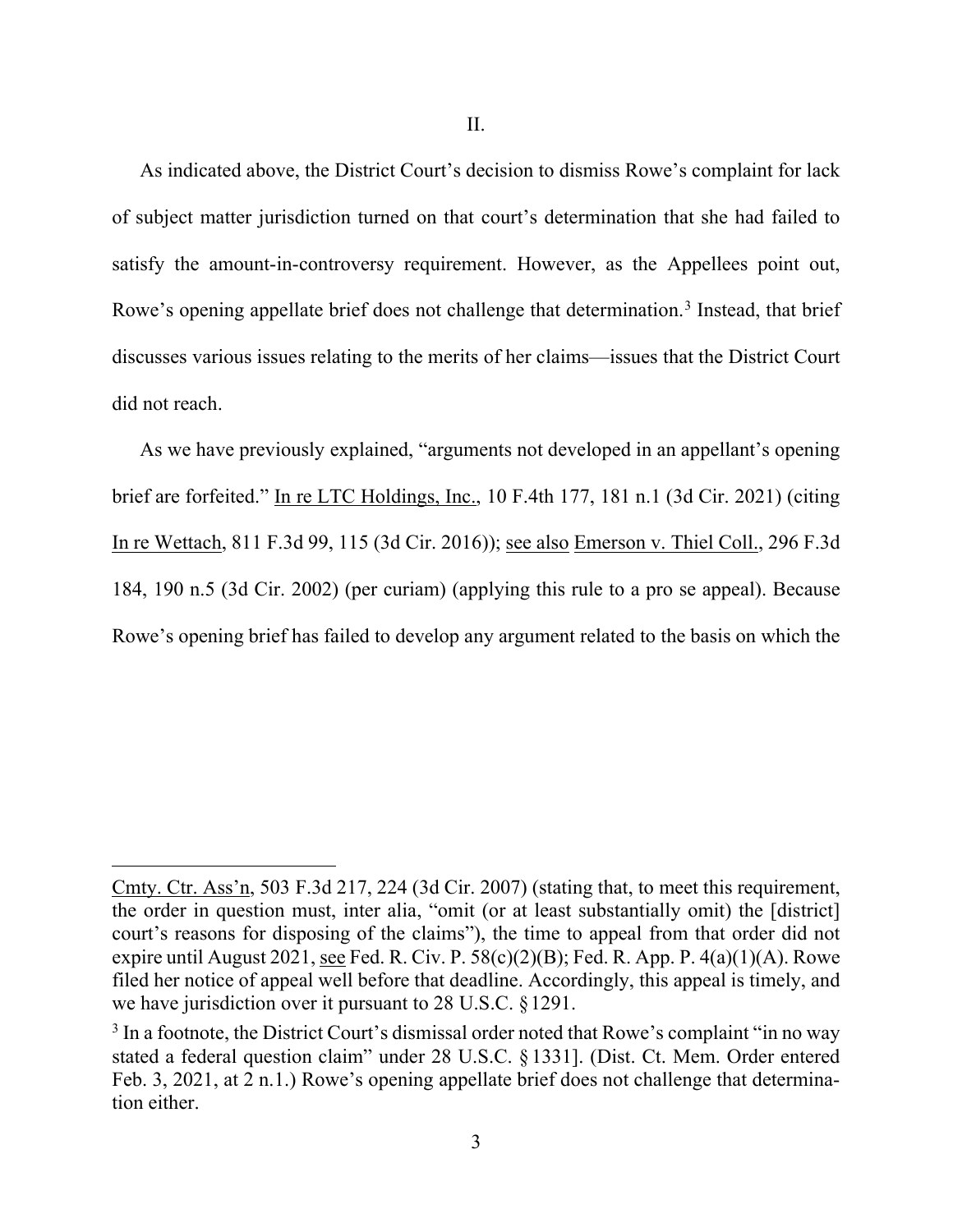## II.

As indicated above, the District Court's decision to dismiss Rowe's complaint for lack of subject matter jurisdiction turned on that court's determination that she had failed to satisfy the amount-in-controversy requirement. However, as the Appellees point out, Rowe's opening appellate brief does not challenge that determination.[3] Instead, that brief discusses various issues relating to the merits of her claims—issues that the District Court did not reach.

As we have previously explained, "arguments not developed in an appellant's opening brief are forfeited." In re LTC Holdings, Inc., 10 F.4th 177, 181 n.1 (3d Cir. 2021) (citing In re Wettach, 811 F.3d 99, 115 (3d Cir. 2016)); see also Emerson v. Thiel Coll., 296 F.3d 184, 190 n.5 (3d Cir. 2002) (per curiam) (applying this rule to a pro se appeal). Because Rowe's opening brief has failed to develop any argument related to the basis on which the

---

Cmty. Ctr. Ass'n, 503 F.3d 217, 224 (3d Cir. 2007) (stating that, to meet this requirement, the order in question must, inter alia, "omit (or at least substantially omit) the [district] court's reasons for disposing of the claims"), the time to appeal from that order did not expire until August 2021, see Fed. R. Civ. P. 58(c)(2)(B); Fed. R. App. P. 4(a)(1)(A). Rowe filed her notice of appeal well before that deadline. Accordingly, this appeal is timely, and we have jurisdiction over it pursuant to 28 U.S.C. § 1291.

[3] In a footnote, the District Court's dismissal order noted that Rowe's complaint "in no way stated a federal question claim" under 28 U.S.C. § 1331]. (Dist. Ct. Mem. Order entered Feb. 3, 2021, at 2 n.1.) Rowe's opening appellate brief does not challenge that determination either.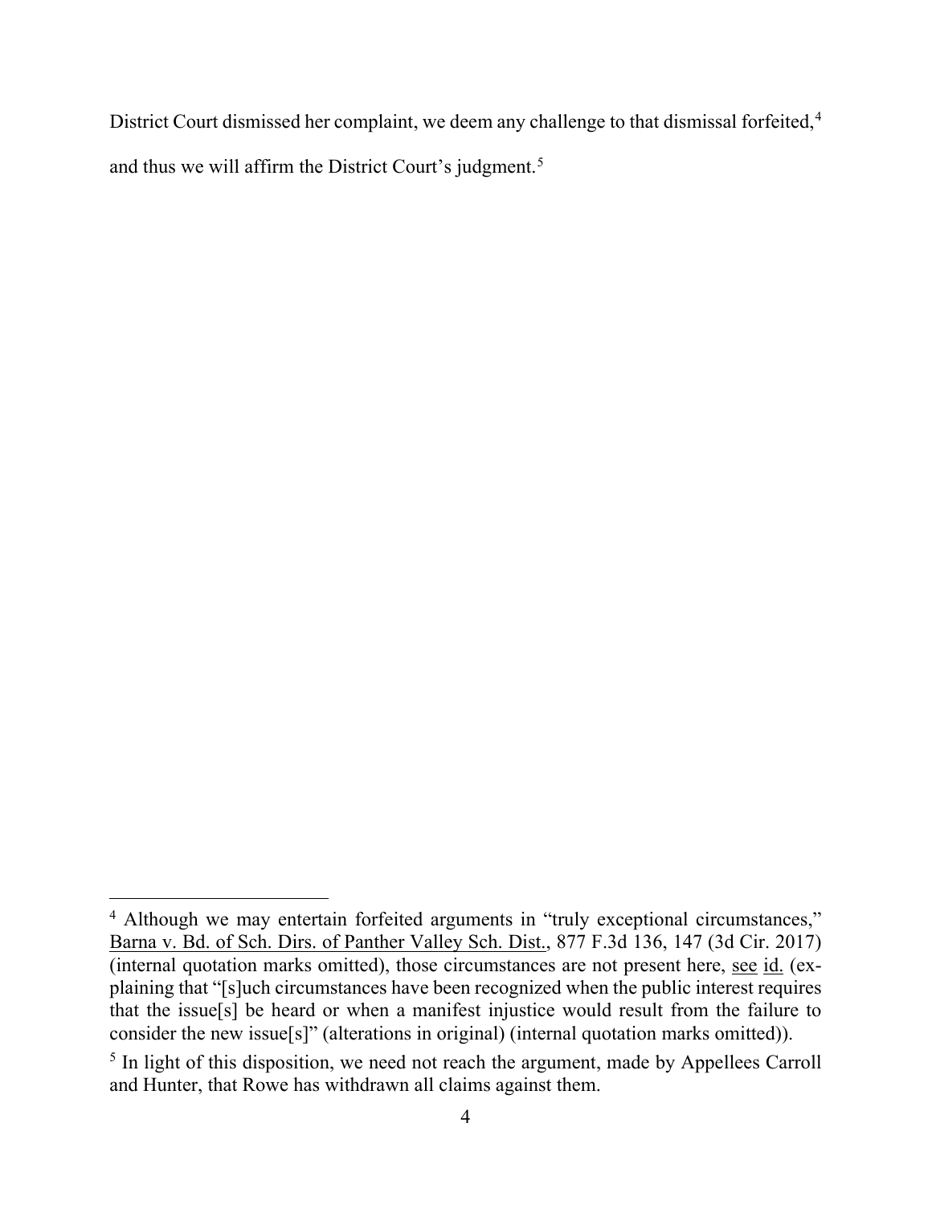District Court dismissed her complaint, we deem any challenge to that dismissal forfeited,[4] and thus we will affirm the District Court's judgment.[5]

[4] Although we may entertain forfeited arguments in "truly exceptional circumstances," Barna v. Bd. of Sch. Dirs. of Panther Valley Sch. Dist., 877 F.3d 136, 147 (3d Cir. 2017) (internal quotation marks omitted), those circumstances are not present here, see id. (explaining that "[s]uch circumstances have been recognized when the public interest requires that the issue[s] be heard or when a manifest injustice would result from the failure to consider the new issue[s]" (alterations in original) (internal quotation marks omitted)).

[5] In light of this disposition, we need not reach the argument, made by Appellees Carroll and Hunter, that Rowe has withdrawn all claims against them.